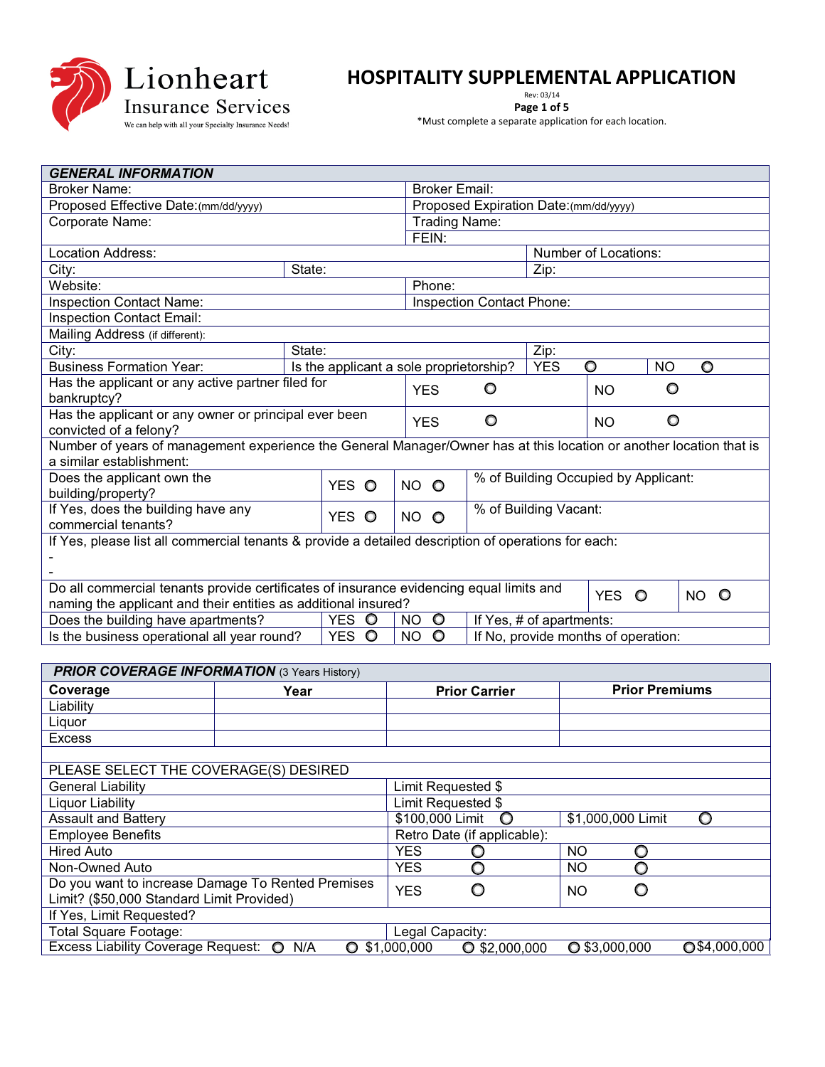Lionheart Insurance Services

We can help with all your Specialty Insurance Needs!

# HOSPITALITY SUPPLEMENTAL APPLICATION

Rev: 03/14

*Must complete a separate application for each location.

| GENERAL INFORMATION | | | |
|---|---|---|---|
| Broker Name: | | Broker Email: | |
| Proposed Effective Date:(mm/dd/yyyy) | | Proposed Expiration Date:(mm/dd/yyyy) | |
| Corporate Name: | | Trading Name: | |
| | | FEIN: | |
| Location Address: | | | Number of Locations: |
| City: | State: | | Zip: |
| Website: | | Phone: | |
| Inspection Contact Name: | | Inspection Contact Phone: | |
| Inspection Contact Email: | | | |
| Mailing Address (if different): | | | |
| City: | State: | | Zip: |
| Business Formation Year: | Is the applicant a sole proprietorship? | YES ○ | NO ○ |
| Has the applicant or any active partner filed for bankruptcy? | | YES ○ | NO ○ |
| Has the applicant or any owner or principal ever been convicted of a felony? | | YES ○ | NO ○ |
| Number of years of management experience the General Manager/Owner has at this location or another location that is a similar establishment: | | | |
| Does the applicant own the building/property? | YES ○ | NO ○ | % of Building Occupied by Applicant: |
| If Yes, does the building have any commercial tenants? | YES ○ | NO ○ | % of Building Vacant: |
| If Yes, please list all commercial tenants & provide a detailed description of operations for each:<br>-<br>- | | | |
| Do all commercial tenants provide certificates of insurance evidencing equal limits and naming the applicant and their entities as additional insured? | | YES ○ | NO ○ |
| Does the building have apartments? | YES ○ | NO ○ | If Yes, # of apartments: |
| Is the business operational all year round? | YES ○ | NO ○ | If No, provide months of operation: |

**PRIOR COVERAGE INFORMATION** (3 Years History)

| Coverage | Year | Prior Carrier | Prior Premiums |
|---|---|---|---|
| Liability | | | |
| Liquor | | | |
| Excess | | | |

| PLEASE SELECT THE COVERAGE(S) DESIRED | | |
|---|---|---|
| General Liability | Limit Requested $ | |
| Liquor Liability | Limit Requested $ | |
| Assault and Battery | $100,000 Limit ○ | $1,000,000 Limit ○ |
| Employee Benefits | Retro Date (if applicable): | |
| Hired Auto | YES ○ | NO ○ |
| Non-Owned Auto | YES ○ | NO ○ |
| Do you want to increase Damage To Rented Premises Limit? ($50,000 Standard Limit Provided) | YES ○ | NO ○ |
| If Yes, Limit Requested? | | |
| Total Square Footage: | Legal Capacity: | |

Excess Liability Coverage Request: ○ N/A ○ $1,000,000 ○ $2,000,000 ○ $3,000,000 ○ $4,000,000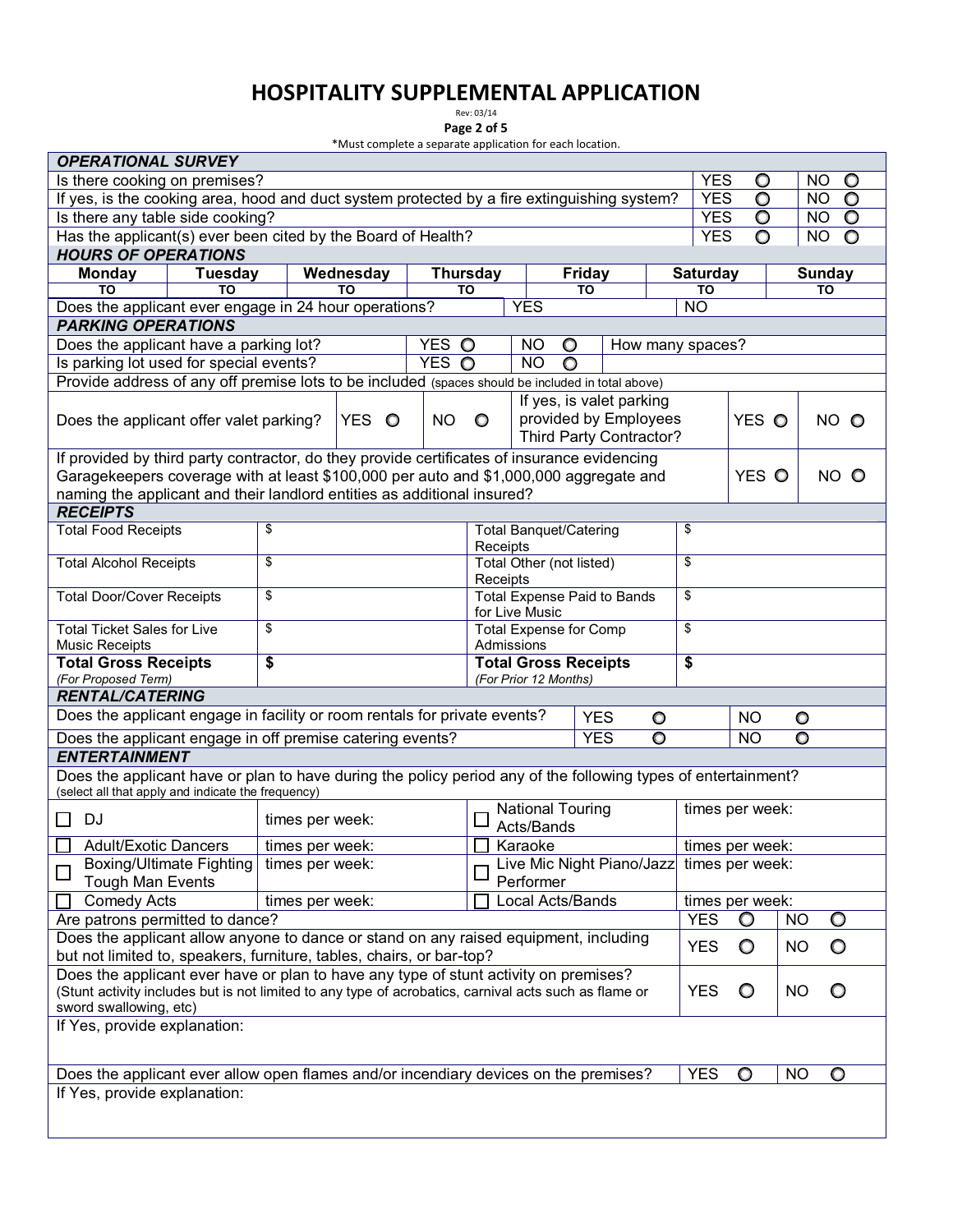# HOSPITALITY SUPPLEMENTAL APPLICATION

Rev: 03/14

*Must complete a separate application for each location.

## OPERATIONAL SURVEY

| Question | | |
|---|---|---|
| Is there cooking on premises? | YES ○ | NO ○ |
| If yes, is the cooking area, hood and duct system protected by a fire extinguishing system? | YES ○ | NO ○ |
| Is there any table side cooking? | YES ○ | NO ○ |
| Has the applicant(s) ever been cited by the Board of Health? | YES ○ | NO ○ |

## HOURS OF OPERATIONS

| Monday | Tuesday | Wednesday | Thursday | Friday | Saturday | Sunday |
|---|---|---|---|---|---|---|
| TO | TO | TO | TO | TO | TO | TO |

Does the applicant ever engage in 24 hour operations? YES NO

## PARKING OPERATIONS

| Question | | | |
|---|---|---|---|
| Does the applicant have a parking lot? | YES ○ | NO ○ | How many spaces? |
| Is parking lot used for special events? | YES ○ | NO ○ | |

Provide address of any off premise lots to be included (spaces should be included in total above)

| Question | | | | | |
|---|---|---|---|---|---|
| Does the applicant offer valet parking? | YES ○ | NO ○ | If yes, is valet parking provided by Employees Third Party Contractor? | YES ○ | NO ○ |

If provided by third party contractor, do they provide certificates of insurance evidencing Garagekeepers coverage with at least $100,000 per auto and $1,000,000 aggregate and naming the applicant and their landlord entities as additional insured? YES ○ NO ○

## RECEIPTS

| | | | |
|---|---|---|---|
| Total Food Receipts | $ | Total Banquet/Catering Receipts | $ |
| Total Alcohol Receipts | $ | Total Other (not listed) Receipts | $ |
| Total Door/Cover Receipts | $ | Total Expense Paid to Bands for Live Music | $ |
| Total Ticket Sales for Live Music Receipts | $ | Total Expense for Comp Admissions | $ |
| **Total Gross Receipts** *(For Proposed Term)* | **$** | **Total Gross Receipts** *(For Prior 12 Months)* | **$** |

## RENTAL/CATERING

| Question | | |
|---|---|---|
| Does the applicant engage in facility or room rentals for private events? | YES ○ | NO ○ |
| Does the applicant engage in off premise catering events? | YES ○ | NO ○ |

## ENTERTAINMENT

Does the applicant have or plan to have during the policy period any of the following types of entertainment?
(select all that apply and indicate the frequency)

| | | | |
|---|---|---|---|
| ☐ DJ | times per week: | ☐ National Touring Acts/Bands | times per week: |
| ☐ Adult/Exotic Dancers | times per week: | ☐ Karaoke | times per week: |
| ☐ Boxing/Ultimate Fighting Tough Man Events | times per week: | ☐ Live Mic Night Piano/Jazz Performer | times per week: |
| ☐ Comedy Acts | times per week: | ☐ Local Acts/Bands | times per week: |

| Question | | |
|---|---|---|
| Are patrons permitted to dance? | YES ○ | NO ○ |
| Does the applicant allow anyone to dance or stand on any raised equipment, including but not limited to, speakers, furniture, tables, chairs, or bar-top? | YES ○ | NO ○ |
| Does the applicant ever have or plan to have any type of stunt activity on premises? (Stunt activity includes but is not limited to any type of acrobatics, carnival acts such as flame or sword swallowing, etc) | YES ○ | NO ○ |

If Yes, provide explanation:

| Question | | |
|---|---|---|
| Does the applicant ever allow open flames and/or incendiary devices on the premises? | YES ○ | NO ○ |

If Yes, provide explanation: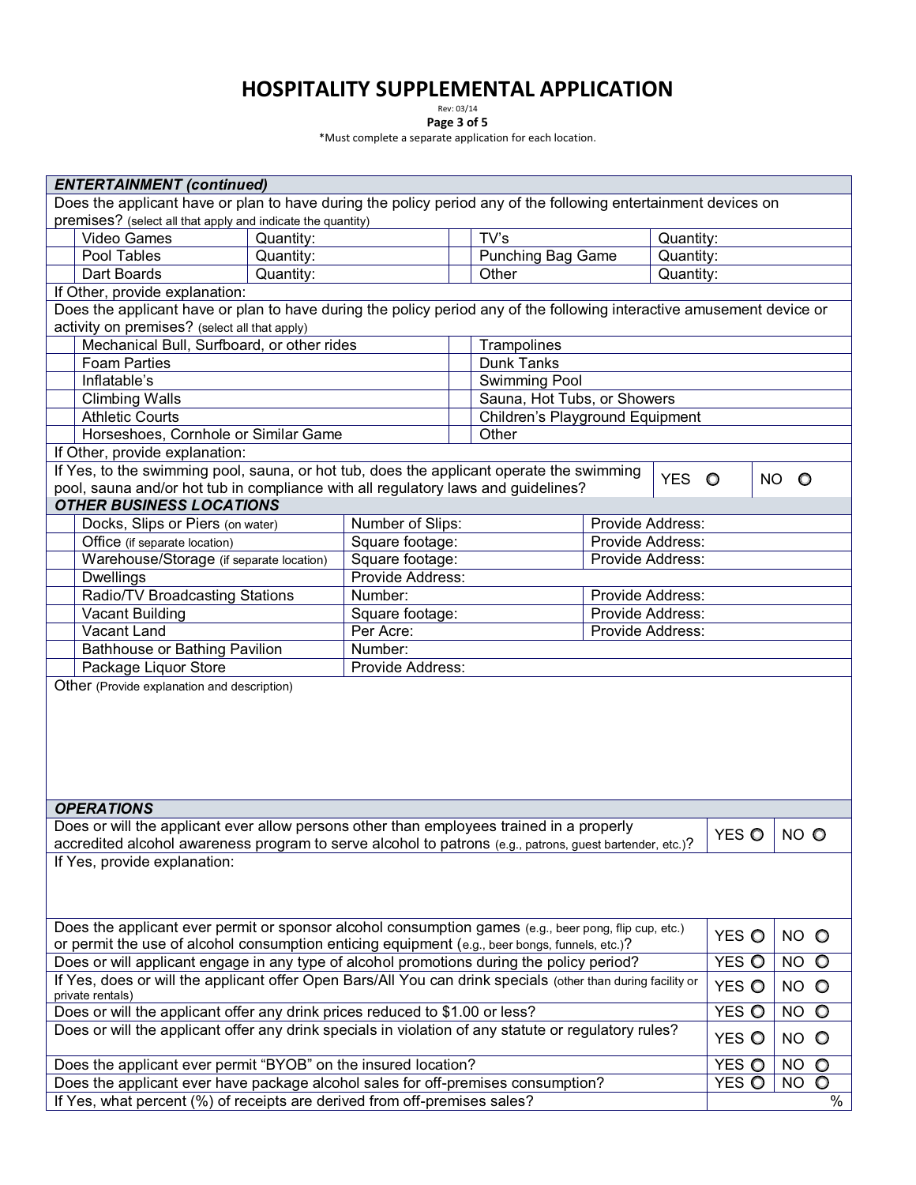# HOSPITALITY SUPPLEMENTAL APPLICATION

Rev: 03/14

*Must complete a separate application for each location.

## ENTERTAINMENT (continued)

Does the applicant have or plan to have during the policy period any of the following entertainment devices on premises? (select all that apply and indicate the quantity)

| | Device | Quantity | | Device | Quantity |
|---|---|---|---|---|---|
| | Video Games | Quantity: | | TV's | Quantity: |
| | Pool Tables | Quantity: | | Punching Bag Game | Quantity: |
| | Dart Boards | Quantity: | | Other | Quantity: |

If Other, provide explanation:

Does the applicant have or plan to have during the policy period any of the following interactive amusement device or activity on premises? (select all that apply)

| | Device/Activity | | Device/Activity |
|---|---|---|---|
| | Mechanical Bull, Surfboard, or other rides | | Trampolines |
| | Foam Parties | | Dunk Tanks |
| | Inflatable's | | Swimming Pool |
| | Climbing Walls | | Sauna, Hot Tubs, or Showers |
| | Athletic Courts | | Children's Playground Equipment |
| | Horseshoes, Cornhole or Similar Game | | Other |

If Other, provide explanation:

| Question | | |
|---|---|---|
| If Yes, to the swimming pool, sauna, or hot tub, does the applicant operate the swimming pool, sauna and/or hot tub in compliance with all regulatory laws and guidelines? | YES ○ | NO ○ |

## OTHER BUSINESS LOCATIONS

| | Location | Detail | Address |
|---|---|---|---|
| | Docks, Slips or Piers (on water) | Number of Slips: | Provide Address: |
| | Office (if separate location) | Square footage: | Provide Address: |
| | Warehouse/Storage (if separate location) | Square footage: | Provide Address: |
| | Dwellings | Provide Address: | |
| | Radio/TV Broadcasting Stations | Number: | Provide Address: |
| | Vacant Building | Square footage: | Provide Address: |
| | Vacant Land | Per Acre: | Provide Address: |
| | Bathhouse or Bathing Pavilion | Number: | |
| | Package Liquor Store | Provide Address: | |

Other (Provide explanation and description)

## OPERATIONS

| Question | | |
|---|---|---|
| Does or will the applicant ever allow persons other than employees trained in a properly accredited alcohol awareness program to serve alcohol to patrons (e.g., patrons, guest bartender, etc.)? | YES ○ | NO ○ |

If Yes, provide explanation:

| Question | | |
|---|---|---|
| Does the applicant ever permit or sponsor alcohol consumption games (e.g., beer pong, flip cup, etc.) or permit the use of alcohol consumption enticing equipment (e.g., beer bongs, funnels, etc.)? | YES ○ | NO ○ |
| Does or will applicant engage in any type of alcohol promotions during the policy period? | YES ○ | NO ○ |
| If Yes, does or will the applicant offer Open Bars/All You can drink specials (other than during facility or private rentals) | YES ○ | NO ○ |
| Does or will the applicant offer any drink prices reduced to $1.00 or less? | YES ○ | NO ○ |
| Does or will the applicant offer any drink specials in violation of any statute or regulatory rules? | YES ○ | NO ○ |
| Does the applicant ever permit "BYOB" on the insured location? | YES ○ | NO ○ |
| Does the applicant ever have package alcohol sales for off-premises consumption? | YES ○ | NO ○ |
| If Yes, what percent (%) of receipts are derived from off-premises sales? | % | |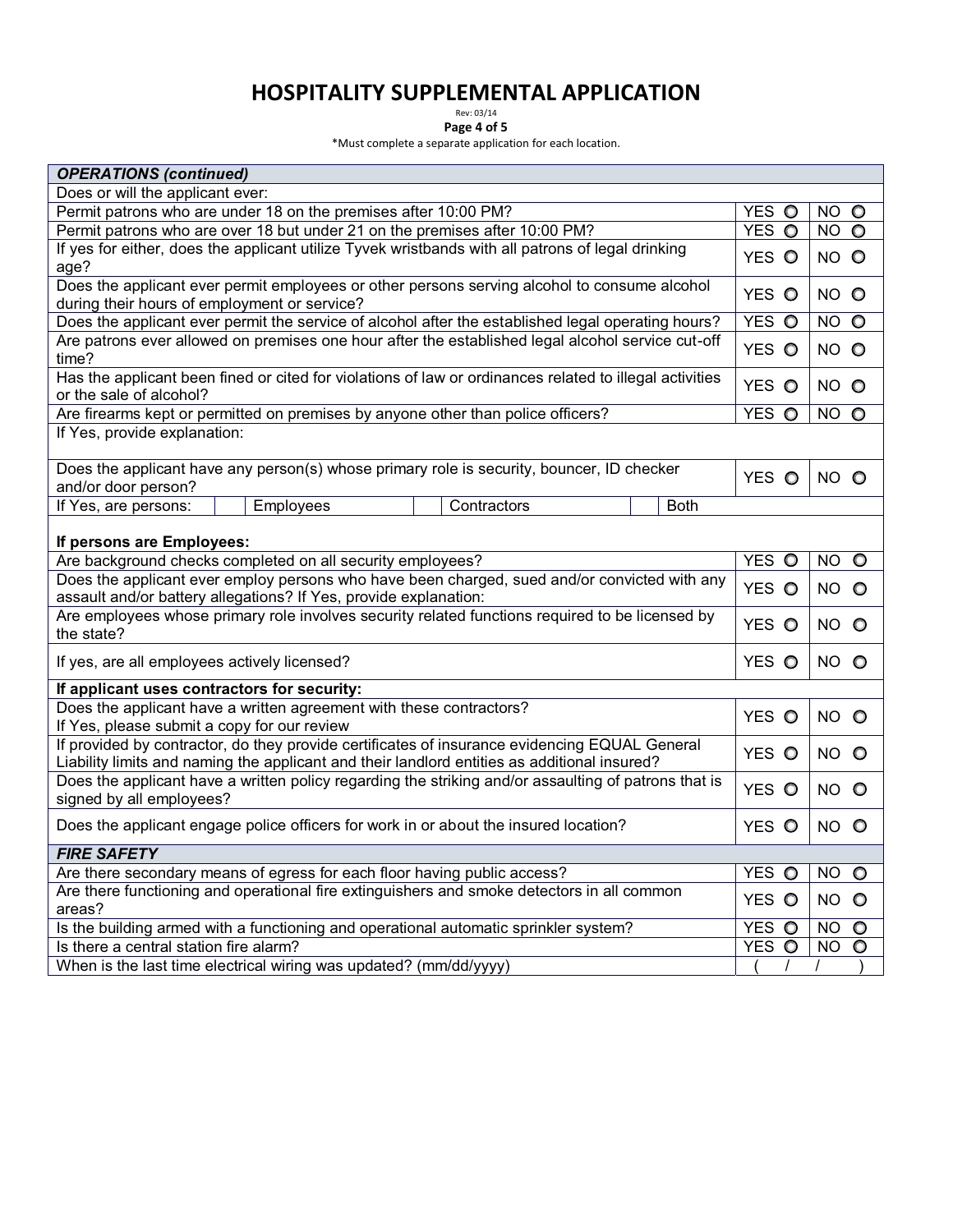# HOSPITALITY SUPPLEMENTAL APPLICATION

Rev: 03/14

*Must complete a separate application for each location.

| OPERATIONS (continued) | | |
|---|---|---|
| Does or will the applicant ever: | | |
| Permit patrons who are under 18 on the premises after 10:00 PM? | YES ○ | NO ○ |
| Permit patrons who are over 18 but under 21 on the premises after 10:00 PM? | YES ○ | NO ○ |
| If yes for either, does the applicant utilize Tyvek wristbands with all patrons of legal drinking age? | YES ○ | NO ○ |
| Does the applicant ever permit employees or other persons serving alcohol to consume alcohol during their hours of employment or service? | YES ○ | NO ○ |
| Does the applicant ever permit the service of alcohol after the established legal operating hours? | YES ○ | NO ○ |
| Are patrons ever allowed on premises one hour after the established legal alcohol service cut-off time? | YES ○ | NO ○ |
| Has the applicant been fined or cited for violations of law or ordinances related to illegal activities or the sale of alcohol? | YES ○ | NO ○ |
| Are firearms kept or permitted on premises by anyone other than police officers? | YES ○ | NO ○ |
| If Yes, provide explanation: | | |
| Does the applicant have any person(s) whose primary role is security, bouncer, ID checker and/or door person? | YES ○ | NO ○ |

| If Yes, are persons: | | Employees | | Contractors | | Both |
|---|---|---|---|---|---|---|

| **If persons are Employees:** | | |
|---|---|---|
| Are background checks completed on all security employees? | YES ○ | NO ○ |
| Does the applicant ever employ persons who have been charged, sued and/or convicted with any assault and/or battery allegations? If Yes, provide explanation: | YES ○ | NO ○ |
| Are employees whose primary role involves security related functions required to be licensed by the state? | YES ○ | NO ○ |
| If yes, are all employees actively licensed? | YES ○ | NO ○ |
| **If applicant uses contractors for security:** | | |
| Does the applicant have a written agreement with these contractors? If Yes, please submit a copy for our review | YES ○ | NO ○ |
| If provided by contractor, do they provide certificates of insurance evidencing EQUAL General Liability limits and naming the applicant and their landlord entities as additional insured? | YES ○ | NO ○ |
| Does the applicant have a written policy regarding the striking and/or assaulting of patrons that is signed by all employees? | YES ○ | NO ○ |
| Does the applicant engage police officers for work in or about the insured location? | YES ○ | NO ○ |
| ***FIRE SAFETY*** | | |
| Are there secondary means of egress for each floor having public access? | YES ○ | NO ○ |
| Are there functioning and operational fire extinguishers and smoke detectors in all common areas? | YES ○ | NO ○ |
| Is the building armed with a functioning and operational automatic sprinkler system? | YES ○ | NO ○ |
| Is there a central station fire alarm? | YES ○ | NO ○ |
| When is the last time electrical wiring was updated? (mm/dd/yyyy) | ( / / ) | |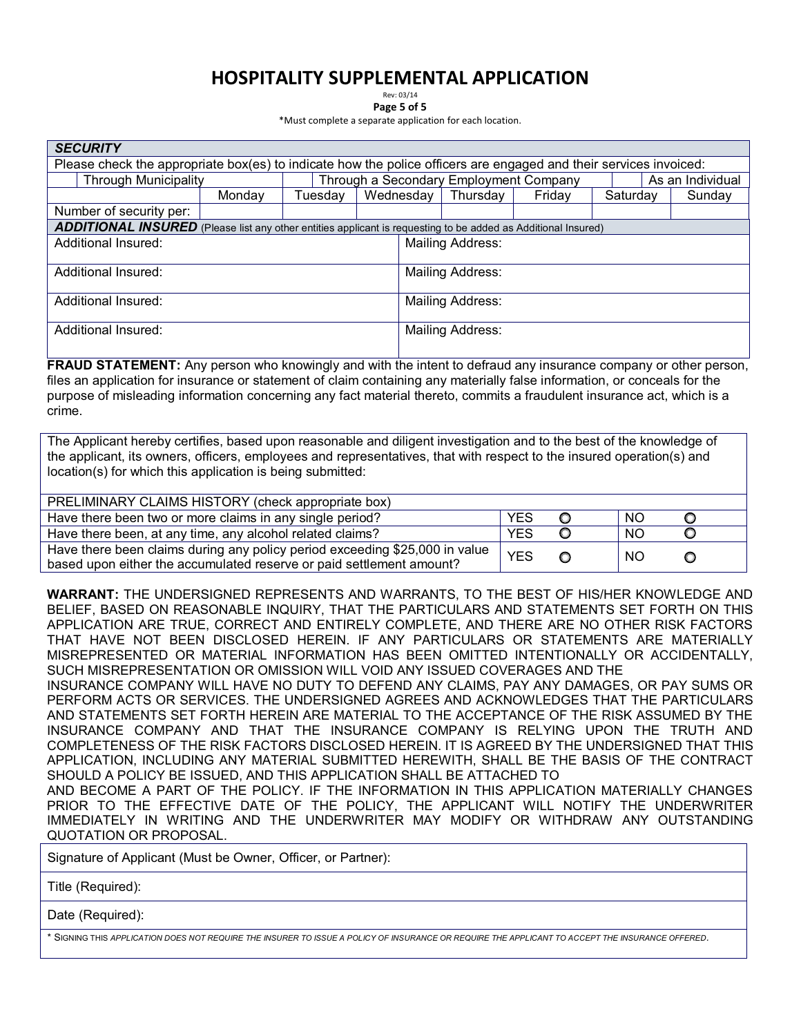# HOSPITALITY SUPPLEMENTAL APPLICATION

Rev: 03/14

*Must complete a separate application for each location.

| **SECURITY** | | | | | | | | |
|---|---|---|---|---|---|---|---|---|
| Please check the appropriate box(es) to indicate how the police officers are engaged and their services invoiced: | | | | | | | | |
| | Through Municipality | | | Through a Secondary Employment Company | | | | As an Individual |
| | Monday | Tuesday | Wednesday | Thursday | Friday | Saturday | Sunday | |
| Number of security per: | | | | | | | | |

**ADDITIONAL INSURED** (Please list any other entities applicant is requesting to be added as Additional Insured)

| | |
|---|---|
| Additional Insured: | Mailing Address: |
| Additional Insured: | Mailing Address: |
| Additional Insured: | Mailing Address: |
| Additional Insured: | Mailing Address: |

**FRAUD STATEMENT:** Any person who knowingly and with the intent to defraud any insurance company or other person, files an application for insurance or statement of claim containing any materially false information, or conceals for the purpose of misleading information concerning any fact material thereto, commits a fraudulent insurance act, which is a crime.

The Applicant hereby certifies, based upon reasonable and diligent investigation and to the best of the knowledge of the applicant, its owners, officers, employees and representatives, that with respect to the insured operation(s) and location(s) for which this application is being submitted:

| PRELIMINARY CLAIMS HISTORY (check appropriate box) | | | | |
|---|---|---|---|---|
| Have there been two or more claims in any single period? | YES | ○ | NO | ○ |
| Have there been, at any time, any alcohol related claims? | YES | ○ | NO | ○ |
| Have there been claims during any policy period exceeding $25,000 in value based upon either the accumulated reserve or paid settlement amount? | YES | ○ | NO | ○ |

**WARRANT:** THE UNDERSIGNED REPRESENTS AND WARRANTS, TO THE BEST OF HIS/HER KNOWLEDGE AND BELIEF, BASED ON REASONABLE INQUIRY, THAT THE PARTICULARS AND STATEMENTS SET FORTH ON THIS APPLICATION ARE TRUE, CORRECT AND ENTIRELY COMPLETE, AND THERE ARE NO OTHER RISK FACTORS THAT HAVE NOT BEEN DISCLOSED HEREIN. IF ANY PARTICULARS OR STATEMENTS ARE MATERIALLY MISREPRESENTED OR MATERIAL INFORMATION HAS BEEN OMITTED INTENTIONALLY OR ACCIDENTALLY, SUCH MISREPRESENTATION OR OMISSION WILL VOID ANY ISSUED COVERAGES AND THE INSURANCE COMPANY WILL HAVE NO DUTY TO DEFEND ANY CLAIMS, PAY ANY DAMAGES, OR PAY SUMS OR PERFORM ACTS OR SERVICES. THE UNDERSIGNED AGREES AND ACKNOWLEDGES THAT THE PARTICULARS AND STATEMENTS SET FORTH HEREIN ARE MATERIAL TO THE ACCEPTANCE OF THE RISK ASSUMED BY THE INSURANCE COMPANY AND THAT THE INSURANCE COMPANY IS RELYING UPON THE TRUTH AND COMPLETENESS OF THE RISK FACTORS DISCLOSED HEREIN. IT IS AGREED BY THE UNDERSIGNED THAT THIS APPLICATION, INCLUDING ANY MATERIAL SUBMITTED HEREWITH, SHALL BE THE BASIS OF THE CONTRACT SHOULD A POLICY BE ISSUED, AND THIS APPLICATION SHALL BE ATTACHED TO AND BECOME A PART OF THE POLICY. IF THE INFORMATION IN THIS APPLICATION MATERIALLY CHANGES PRIOR TO THE EFFECTIVE DATE OF THE POLICY, THE APPLICANT WILL NOTIFY THE UNDERWRITER IMMEDIATELY IN WRITING AND THE UNDERWRITER MAY MODIFY OR WITHDRAW ANY OUTSTANDING QUOTATION OR PROPOSAL.

| |
|---|
| Signature of Applicant (Must be Owner, Officer, or Partner): |
| Title (Required): |
| Date (Required): |
| * SIGNING THIS *APPLICATION DOES NOT REQUIRE THE INSURER TO ISSUE A POLICY OF INSURANCE OR REQUIRE THE APPLICANT TO ACCEPT THE INSURANCE OFFERED*. |